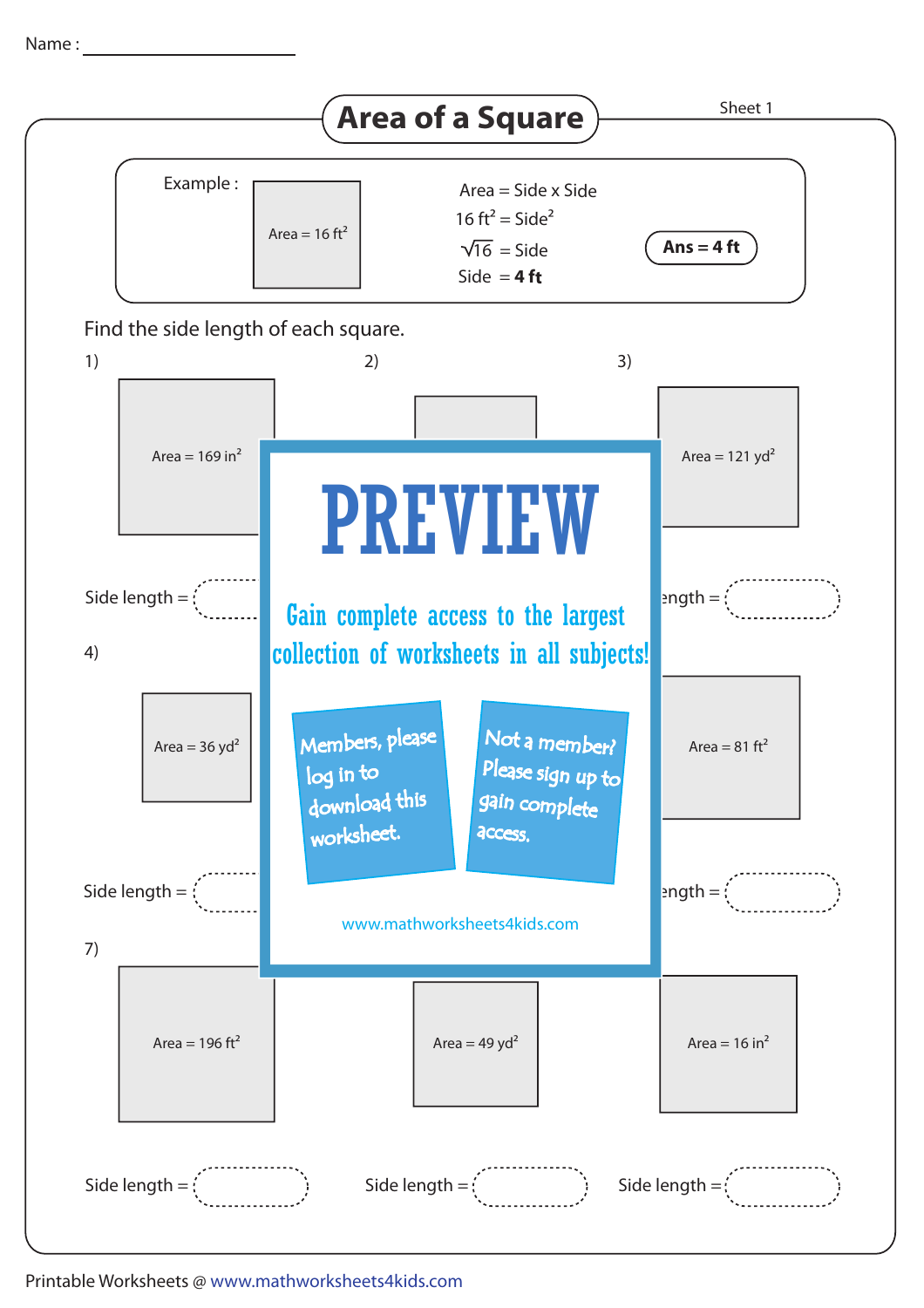Name : ____________________

# Area of a Square

Sheet 1

**Example :**

Area = 16 ft²

Area = Side x Side

$16 \text{ ft}^2 = \text{Side}^2$

$\sqrt{16}$ = Side

Side = **4 ft**

**Ans = 4 ft**

Find the side length of each square.

1) Area = 169 in²

Side length =

2)

3) Area = 121 yd²

Side length =

4) Area = 36 yd²

Side length =

Area = 81 ft²

Side length =

**PREVIEW**

Gain complete access to the largest collection of worksheets in all subjects!

Members, please log in to download this worksheet.

Not a member? Please sign up to gain complete access.

www.mathworksheets4kids.com

7) Area = 196 ft²

Side length =

Area = 49 yd²

Side length =

Area = 16 in²

Side length =

Printable Worksheets @ www.mathworksheets4kids.com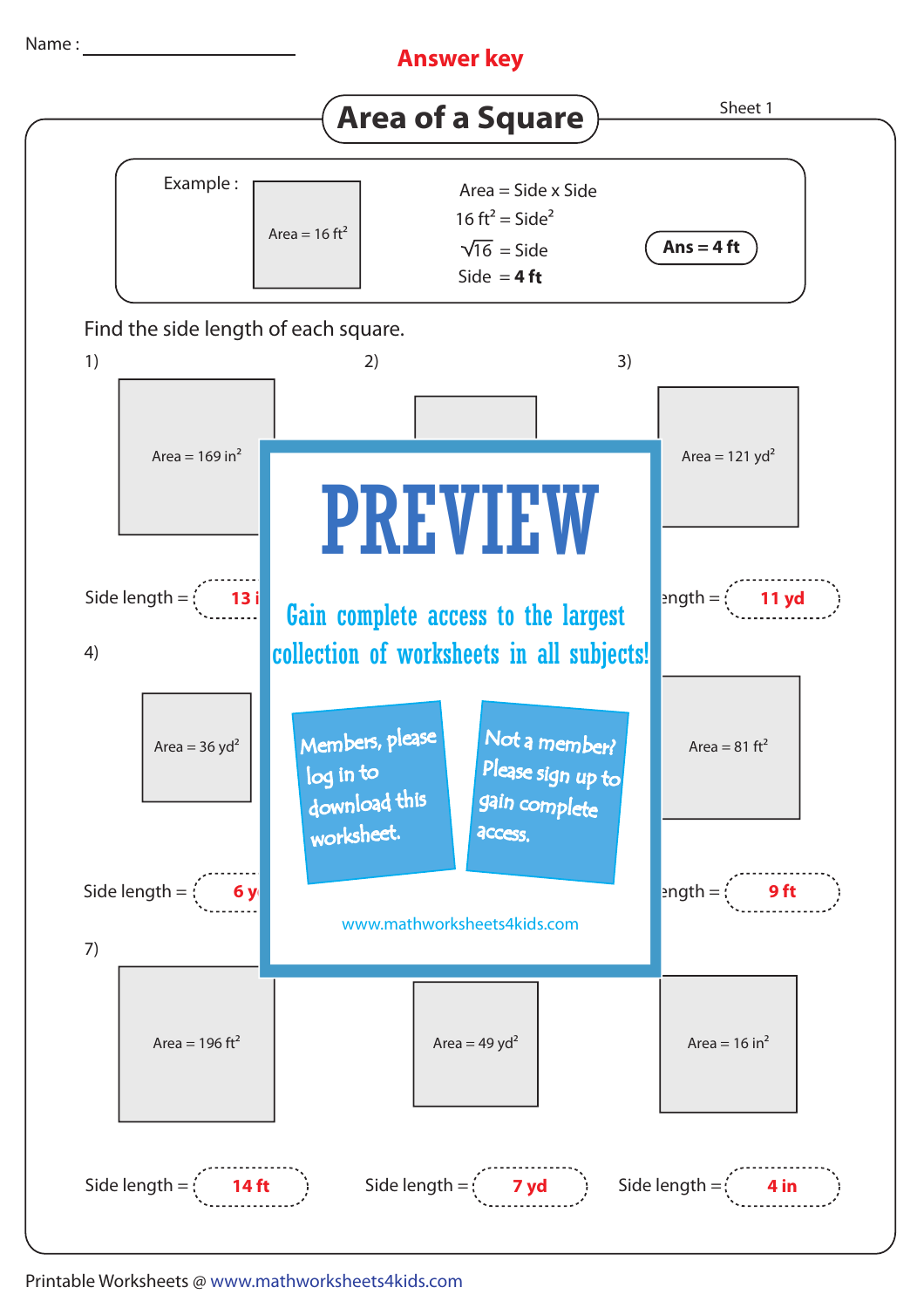Name : ____________________

**Answer key**

# Area of a Square

Sheet 1

Example :

Area = $16\ ft^2$

Area = Side x Side

$16\ ft^2 = Side^2$

$\sqrt{16}$ = Side

Side = **4 ft**

**Ans = 4 ft**

Find the side length of each square.

1) Area = $169\ in^2$

Side length = **13 i**

2)

3) Area = $121\ yd^2$

ength = **11 yd**

4) Area = $36\ yd^2$

Side length = **6 y**

Area = $81\ ft^2$

ength = **9 ft**

7) Area = $196\ ft^2$

Side length = **14 ft**

Area = $49\ yd^2$

Side length = **7 yd**

Area = $16\ in^2$

Side length = **4 in**

PREVIEW

Gain complete access to the largest collection of worksheets in all subjects!

Members, please log in to download this worksheet.

Not a member? Please sign up to gain complete access.

www.mathworksheets4kids.com

Printable Worksheets @ www.mathworksheets4kids.com